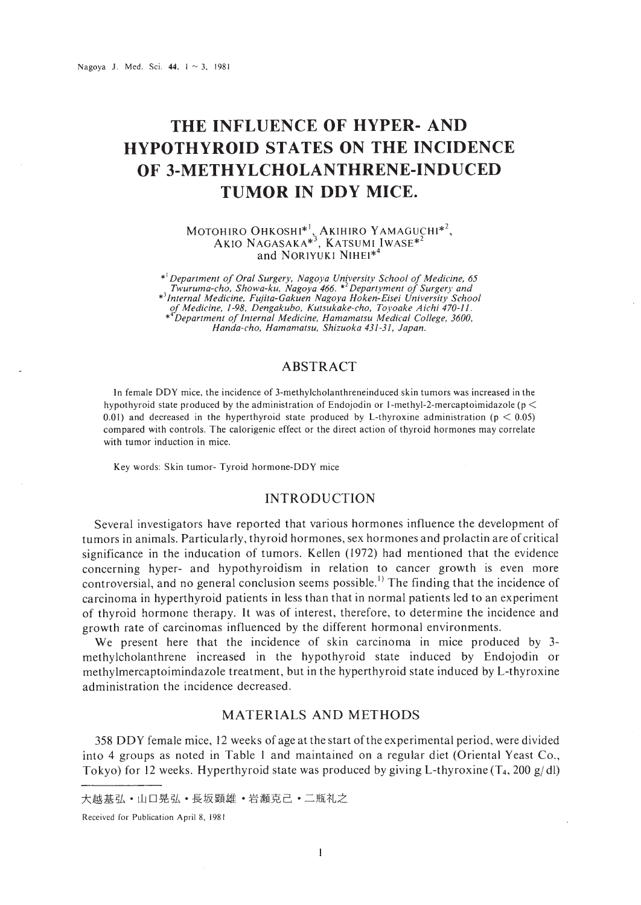# THE INFLUENCE OF HYPER- AND HYPOTHYROID STATES ON THE INCIDENCE OF 3-METHYLCHOLANTHRENE-INDUCED TUMOR IN DDY MICE.

MOTOHIRO OHKOSHI*[1], AKIHIRO YAMAGUCHI*[2], AKIO NAGASAKA*[3], KATSUMI IWASE*[2] and NORIYUKI NIHEI*[4]

*[1] *Department of Oral Surgery, Nagoya University School of Medicine, 65 Twuruma-cho, Showa-ku, Nagoya 466.* *[2] *Departyment of Surgery and* *[3] *Internal Medicine, Fujita-Gakuen Nagoya Hoken-Eisei University School of Medicine, 1-98, Dengakubo, Kutsukake-cho, Toyoake Aichi 470-11.* *[4] *Department of Internal Medicine, Hamamatsu Medical College, 3600, Handa-cho, Hamamatsu, Shizuoka 431-31, Japan.*

## ABSTRACT

In female DDY mice, the incidence of 3-methylcholanthreneinduced skin tumors was increased in the hypothyroid state produced by the administration of Endojodin or 1-methyl-2-mercaptoimidazole ($p < 0.01$) and decreased in the hyperthyroid state produced by L-thyroxine administration ($p < 0.05$) compared with controls. The calorigenic effect or the direct action of thyroid hormones may correlate with tumor induction in mice.

Key words: Skin tumor- Tyroid hormone-DDY mice

## INTRODUCTION

Several investigators have reported that various hormones influence the development of tumors in animals. Particularly, thyroid hormones, sex hormones and prolactin are of critical significance in the inducation of tumors. Kellen (1972) had mentioned that the evidence concerning hyper- and hypothyroidism in relation to cancer growth is even more controversial, and no general conclusion seems possible.[1] The finding that the incidence of carcinoma in hyperthyroid patients in less than that in normal patients led to an experiment of thyroid hormone therapy. It was of interest, therefore, to determine the incidence and growth rate of carcinomas influenced by the different hormonal environments.

We present here that the incidence of skin carcinoma in mice produced by 3-methylcholanthrene increased in the hypothyroid state induced by Endojodin or methylmercaptoimindazole treatment, but in the hyperthyroid state induced by L-thyroxine administration the incidence decreased.

## MATERIALS AND METHODS

358 DDY female mice, 12 weeks of age at the start of the experimental period, were divided into 4 groups as noted in Table 1 and maintained on a regular diet (Oriental Yeast Co., Tokyo) for 12 weeks. Hyperthyroid state was produced by giving L-thyroxine ($T_4$, 200 g/dl)

大越基弘・山口晃弘・長坂顕雄・岩瀬克己・二瓶礼之

Received for Publication April 8, 1981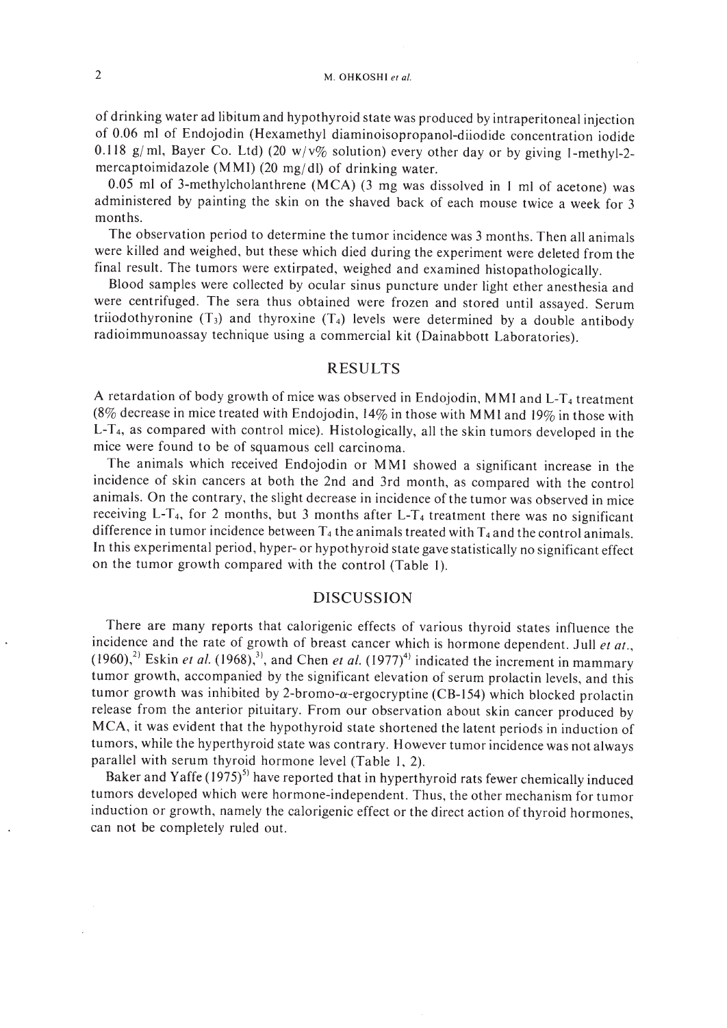of drinking water ad libitum and hypothyroid state was produced by intraperitoneal injection of 0.06 ml of Endojodin (Hexamethyl diaminoisopropanol-diiodide concentration iodide 0.118 g/ml, Bayer Co. Ltd) (20 w/v% solution) every other day or by giving 1-methyl-2-mercaptoimidazole (MMI) (20 mg/dl) of drinking water.

0.05 ml of 3-methylcholanthrene (MCA) (3 mg was dissolved in 1 ml of acetone) was administered by painting the skin on the shaved back of each mouse twice a week for 3 months.

The observation period to determine the tumor incidence was 3 months. Then all animals were killed and weighed, but these which died during the experiment were deleted from the final result. The tumors were extirpated, weighed and examined histopathologically.

Blood samples were collected by ocular sinus puncture under light ether anesthesia and were centrifuged. The sera thus obtained were frozen and stored until assayed. Serum triiodothyronine ($T_3$) and thyroxine ($T_4$) levels were determined by a double antibody radioimmunoassay technique using a commercial kit (Dainabbott Laboratories).

## RESULTS

A retardation of body growth of mice was observed in Endojodin, MMI and L-$T_4$ treatment (8% decrease in mice treated with Endojodin, 14% in those with MMI and 19% in those with L-$T_4$, as compared with control mice). Histologically, all the skin tumors developed in the mice were found to be of squamous cell carcinoma.

The animals which received Endojodin or MMI showed a significant increase in the incidence of skin cancers at both the 2nd and 3rd month, as compared with the control animals. On the contrary, the slight decrease in incidence of the tumor was observed in mice receiving L-$T_4$, for 2 months, but 3 months after L-$T_4$ treatment there was no significant difference in tumor incidence between $T_4$ the animals treated with $T_4$ and the control animals. In this experimental period, hyper- or hypothyroid state gave statistically no significant effect on the tumor growth compared with the control (Table 1).

## DISCUSSION

There are many reports that calorigenic effects of various thyroid states influence the incidence and the rate of growth of breast cancer which is hormone dependent. Jull *et at.*, (1960),[2] Eskin *et al.* (1968),[3], and Chen *et al.* (1977)[4] indicated the increment in mammary tumor growth, accompanied by the significant elevation of serum prolactin levels, and this tumor growth was inhibited by 2-bromo-$\alpha$-ergocryptine (CB-154) which blocked prolactin release from the anterior pituitary. From our observation about skin cancer produced by MCA, it was evident that the hypothyroid state shortened the latent periods in induction of tumors, while the hyperthyroid state was contrary. However tumor incidence was not always parallel with serum thyroid hormone level (Table 1, 2).

Baker and Yaffe (1975)[5] have reported that in hyperthyroid rats fewer chemically induced tumors developed which were hormone-independent. Thus, the other mechanism for tumor induction or growth, namely the calorigenic effect or the direct action of thyroid hormones, can not be completely ruled out.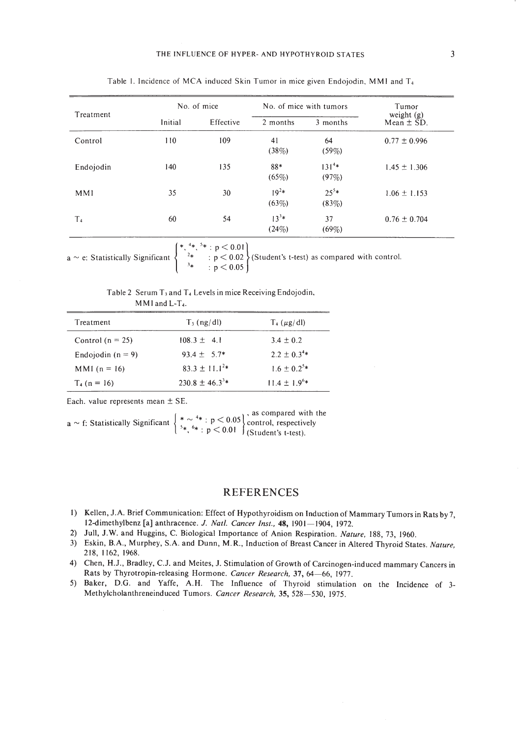Table 1. Incidence of MCA induced Skin Tumor in mice given Endojodin, MMI and $T_4$

| Treatment | No. of mice | | No. of mice with tumors | | Tumor weight (g) Mean ± SD. |
|---|---|---|---|---|---|
| | Initial | Effective | 2 months | 3 months | |
| Control | 110 | 109 | 41 (38%) | 64 (59%) | 0.77 ± 0.996 |
| Endojodin | 140 | 135 | 88* (65%) | 131[4]* (97%) | 1.45 ± 1.306 |
| MMI | 35 | 30 | 19[2]* (63%) | 25[5]* (83%) | 1.06 ± 1.153 |
| $T_4$ | 60 | 54 | 13[3]* (24%) | 37 (69%) | 0.76 ± 0.704 |

a ~ e: Statistically Significant { *, [4]*, [5]* : $p < 0.01$ ; [2]* : $p < 0.02$ ; [3]* : $p < 0.05$ } (Student's t-test) as compared with control.

Table 2 Serum $T_3$ and $T_4$ Levels in mice Receiving Endojodin, MMI and L-$T_4$.

| Treatment | $T_3$ (ng/dl) | $T_4$ ($\mu$g/dl) |
|---|---|---|
| Control (n = 25) | 108.3 ± 4.1 | 3.4 ± 0.2 |
| Endojodin (n = 9) | 93.4 ± 5.7* | 2.2 ± 0.3[4]* |
| MMI (n = 16) | 83.3 ± 11.1[2]* | 1.6 ± 0.2[5]* |
| $T_4$ (n = 16) | 230.8 ± 46.3[3]* | 11.4 ± 1.9[6]* |

Each. value represents mean ± SE.

a ~ f: Statistically Significant { * ~ [4]* : $p < 0.05$ ; [5]*, [6]* : $p < 0.01$ }, as compared with the control, respectively (Student's t-test).

## REFERENCES

1) Kellen, J.A. Brief Communication: Effect of Hypothyroidism on Induction of Mammary Tumors in Rats by 7, 12-dimethylbenz [a] anthracence. *J. Natl. Cancer Inst.*, **48**, 1901—1904, 1972.
2) Jull, J.W. and Huggins, C. Biological Importance of Anion Respiration. *Nature*, 188, 73, 1960.
3) Eskin, B.A., Murphey, S.A. and Dunn, M.R., Induction of Breast Cancer in Altered Thyroid States. *Nature*, 218, 1162, 1968.
4) Chen, H.J., Bradley, C.J. and Meites, J. Stimulation of Growth of Carcinogen-induced mammary Cancers in Rats by Thyrotropin-releasing Hormone. *Cancer Research*, **37**, 64—66, 1977.
5) Baker, D.G. and Yaffe, A.H. The Influence of Thyroid stimulation on the Incidence of 3-Methylcholanthreneinduced Tumors. *Cancer Research*, **35**, 528—530, 1975.